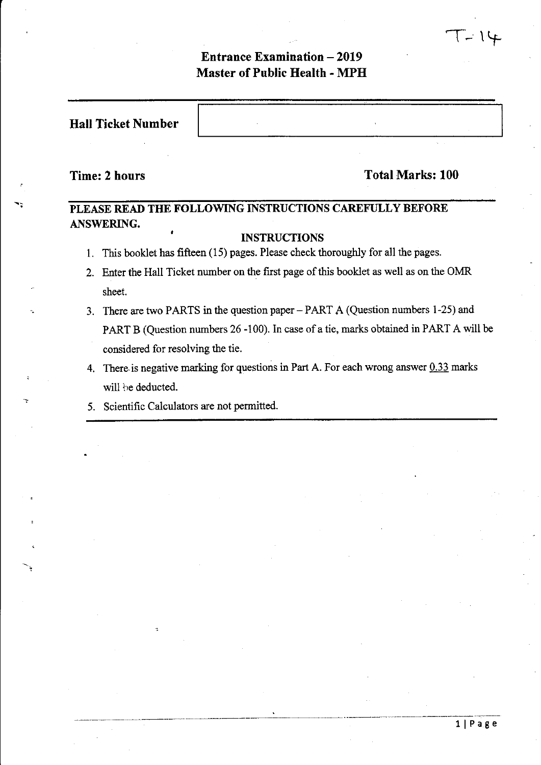T-14

# Entrance Examination – 2019
# Master of Public Health - MPH

| **Hall Ticket Number** | |
|---|---|

**Time: 2 hours** **Total Marks: 100**

**PLEASE READ THE FOLLOWING INSTRUCTIONS CAREFULLY BEFORE ANSWERING.**

**INSTRUCTIONS**

1. This booklet has fifteen (15) pages. Please check thoroughly for all the pages.
2. Enter the Hall Ticket number on the first page of this booklet as well as on the OMR sheet.
3. There are two PARTS in the question paper – PART A (Question numbers 1-25) and PART B (Question numbers 26 -100). In case of a tie, marks obtained in PART A will be considered for resolving the tie.
4. There is negative marking for questions in Part A. For each wrong answer 0.33 marks will be deducted.
5. Scientific Calculators are not permitted.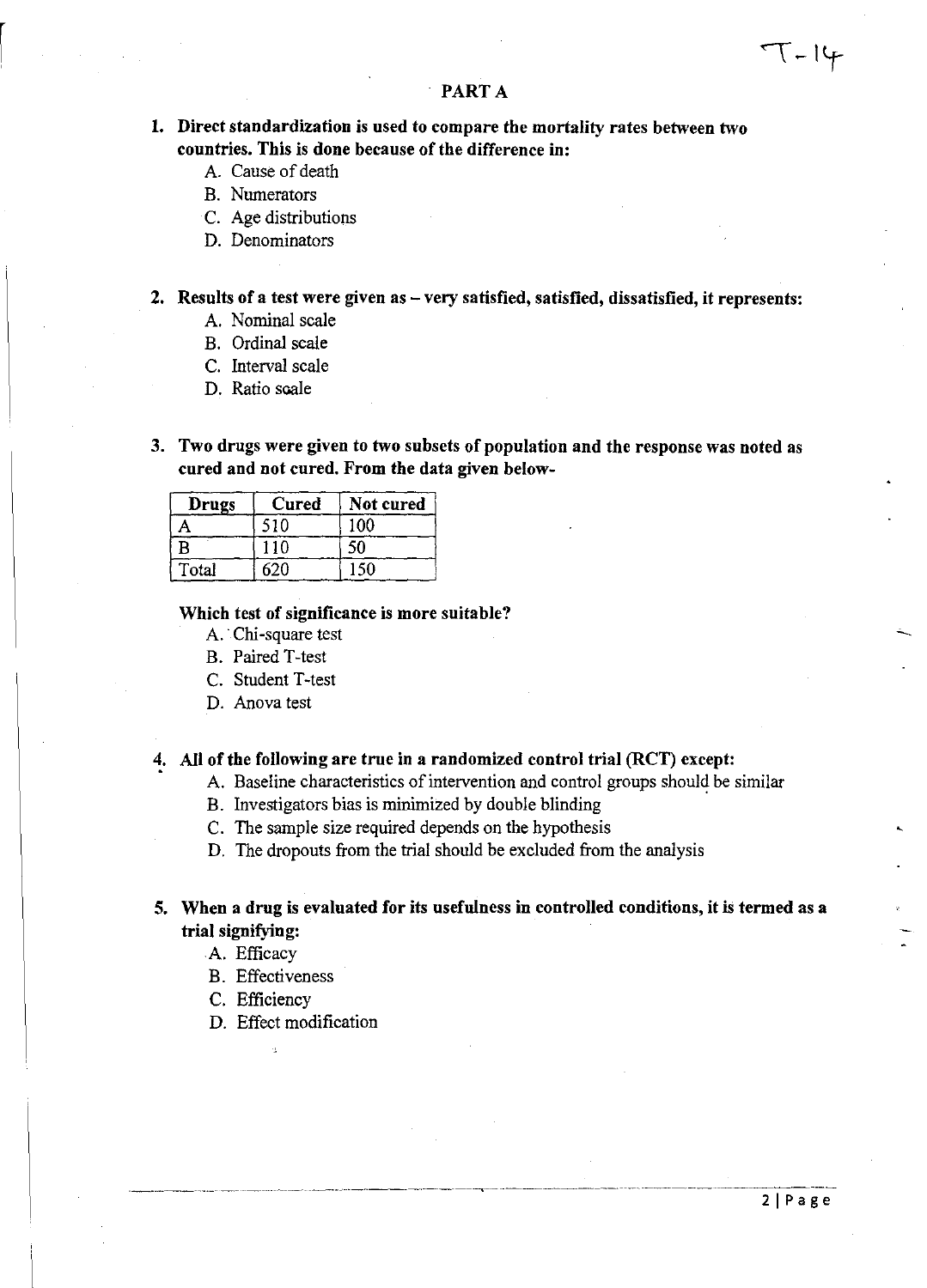## PART A

**1. Direct standardization is used to compare the mortality rates between two countries. This is done because of the difference in:**

A. Cause of death
B. Numerators
C. Age distributions
D. Denominators

**2. Results of a test were given as – very satisfied, satisfied, dissatisfied, it represents:**

A. Nominal scale
B. Ordinal scale
C. Interval scale
D. Ratio scale

**3. Two drugs were given to two subsets of population and the response was noted as cured and not cured. From the data given below-**

| Drugs | Cured | Not cured |
|---|---|---|
| A | 510 | 100 |
| B | 110 | 50 |
| Total | 620 | 150 |

**Which test of significance is more suitable?**

A. Chi-square test
B. Paired T-test
C. Student T-test
D. Anova test

**4. All of the following are true in a randomized control trial (RCT) except:**

A. Baseline characteristics of intervention and control groups should be similar
B. Investigators bias is minimized by double blinding
C. The sample size required depends on the hypothesis
D. The dropouts from the trial should be excluded from the analysis

**5. When a drug is evaluated for its usefulness in controlled conditions, it is termed as a trial signifying:**

A. Efficacy
B. Effectiveness
C. Efficiency
D. Effect modification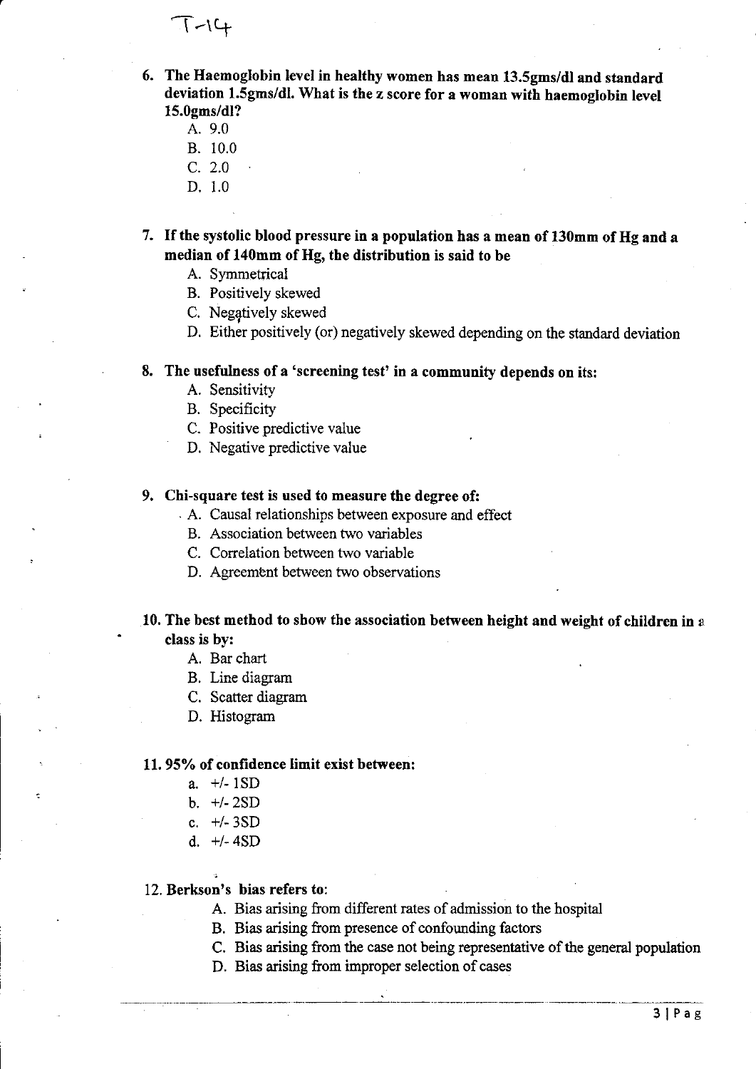T-14

**6. The Haemoglobin level in healthy women has mean 13.5gms/dl and standard deviation 1.5gms/dl. What is the z score for a woman with haemoglobin level 15.0gms/dl?**

A. 9.0
B. 10.0
C. 2.0
D. 1.0

**7. If the systolic blood pressure in a population has a mean of 130mm of Hg and a median of 140mm of Hg, the distribution is said to be**

A. Symmetrical
B. Positively skewed
C. Negatively skewed
D. Either positively (or) negatively skewed depending on the standard deviation

**8. The usefulness of a 'screening test' in a community depends on its:**

A. Sensitivity
B. Specificity
C. Positive predictive value
D. Negative predictive value

**9. Chi-square test is used to measure the degree of:**

A. Causal relationships between exposure and effect
B. Association between two variables
C. Correlation between two variable
D. Agreement between two observations

**10. The best method to show the association between height and weight of children in a class is by:**

A. Bar chart
B. Line diagram
C. Scatter diagram
D. Histogram

**11. 95% of confidence limit exist between:**

a. +/- 1SD
b. +/- 2SD
c. +/- 3SD
d. +/- 4SD

12. **Berkson's bias refers to**:

A. Bias arising from different rates of admission to the hospital
B. Bias arising from presence of confounding factors
C. Bias arising from the case not being representative of the general population
D. Bias arising from improper selection of cases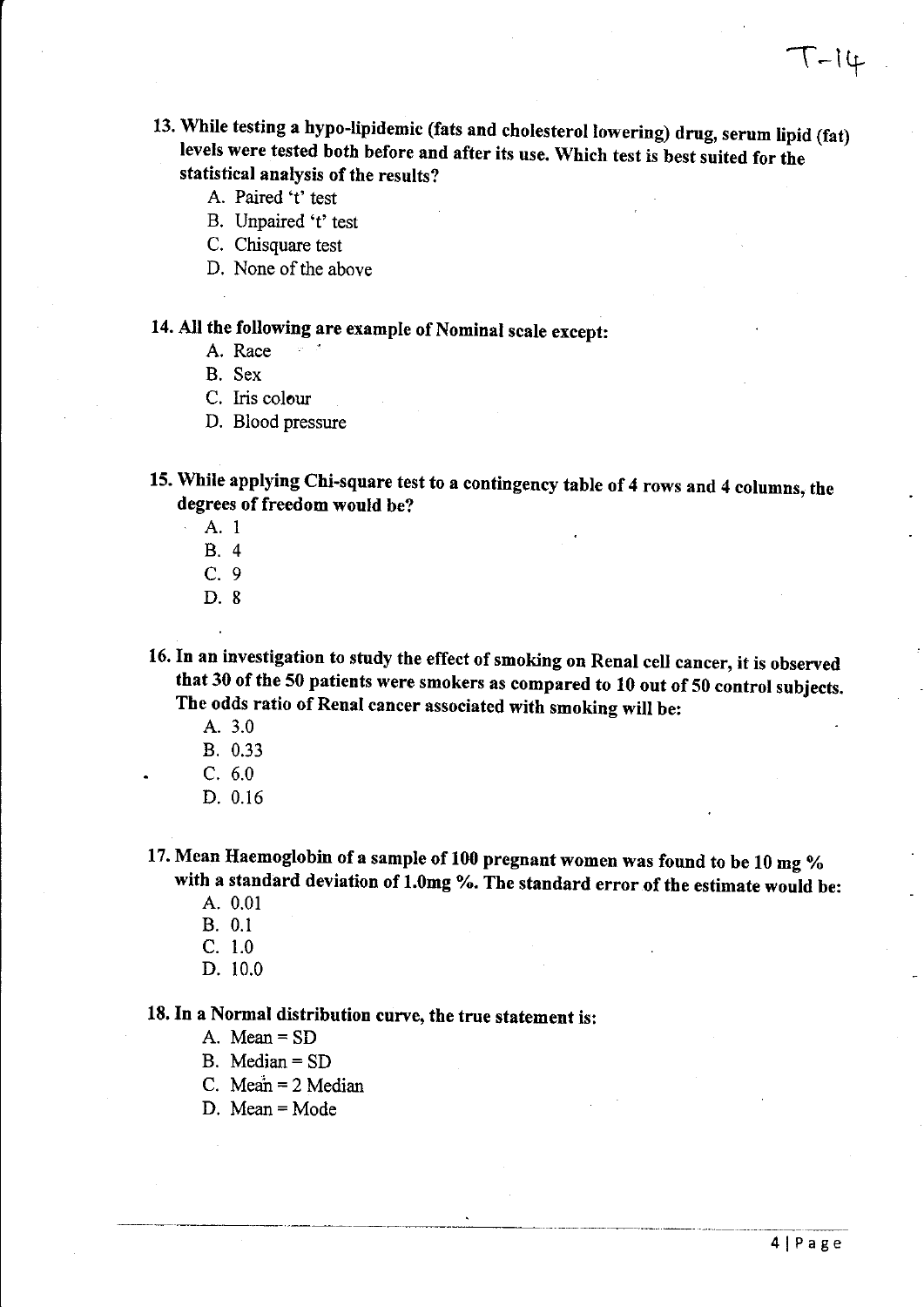**13. While testing a hypo-lipidemic (fats and cholesterol lowering) drug, serum lipid (fat) levels were tested both before and after its use. Which test is best suited for the statistical analysis of the results?**

A. Paired 't' test
B. Unpaired 't' test
C. Chisquare test
D. None of the above

**14. All the following are example of Nominal scale except:**

A. Race
B. Sex
C. Iris colour
D. Blood pressure

**15. While applying Chi-square test to a contingency table of 4 rows and 4 columns, the degrees of freedom would be?**

A. 1
B. 4
C. 9
D. 8

**16. In an investigation to study the effect of smoking on Renal cell cancer, it is observed that 30 of the 50 patients were smokers as compared to 10 out of 50 control subjects. The odds ratio of Renal cancer associated with smoking will be:**

A. 3.0
B. 0.33
C. 6.0
D. 0.16

**17. Mean Haemoglobin of a sample of 100 pregnant women was found to be 10 mg % with a standard deviation of 1.0mg %. The standard error of the estimate would be:**

A. 0.01
B. 0.1
C. 1.0
D. 10.0

**18. In a Normal distribution curve, the true statement is:**

A. Mean = SD
B. Median = SD
C. Mean = 2 Median
D. Mean = Mode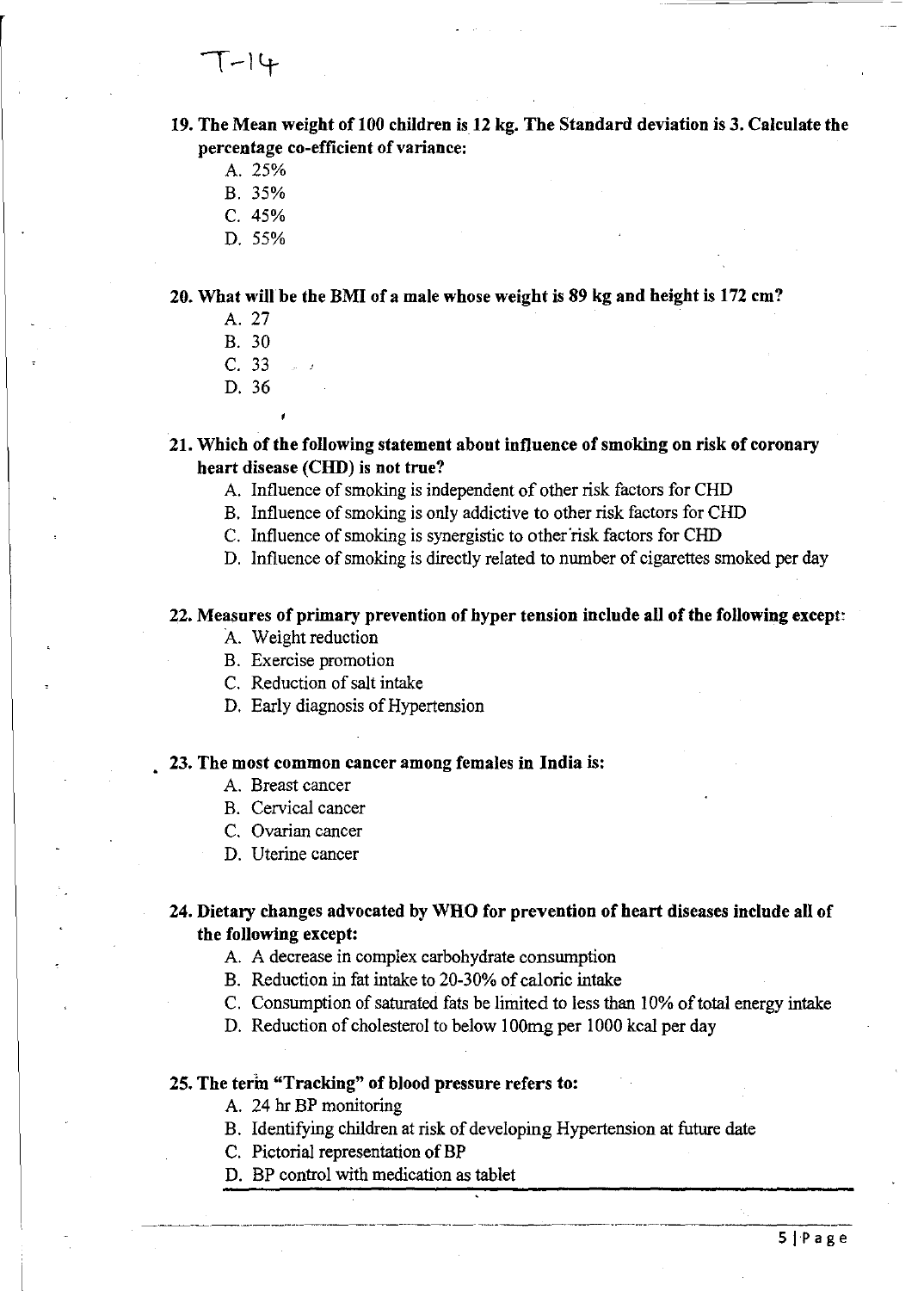T-14

**19. The Mean weight of 100 children is 12 kg. The Standard deviation is 3. Calculate the percentage co-efficient of variance:**

A. 25%
B. 35%
C. 45%
D. 55%

**20. What will be the BMI of a male whose weight is 89 kg and height is 172 cm?**

A. 27
B. 30
C. 33
D. 36

**21. Which of the following statement about influence of smoking on risk of coronary heart disease (CHD) is not true?**

A. Influence of smoking is independent of other risk factors for CHD
B. Influence of smoking is only addictive to other risk factors for CHD
C. Influence of smoking is synergistic to other risk factors for CHD
D. Influence of smoking is directly related to number of cigarettes smoked per day

**22. Measures of primary prevention of hyper tension include all of the following except:**

A. Weight reduction
B. Exercise promotion
C. Reduction of salt intake
D. Early diagnosis of Hypertension

**23. The most common cancer among females in India is:**

A. Breast cancer
B. Cervical cancer
C. Ovarian cancer
D. Uterine cancer

**24. Dietary changes advocated by WHO for prevention of heart diseases include all of the following except:**

A. A decrease in complex carbohydrate consumption
B. Reduction in fat intake to 20-30% of caloric intake
C. Consumption of saturated fats be limited to less than 10% of total energy intake
D. Reduction of cholesterol to below 100mg per 1000 kcal per day

**25. The term "Tracking" of blood pressure refers to:**

A. 24 hr BP monitoring
B. Identifying children at risk of developing Hypertension at future date
C. Pictorial representation of BP
D. BP control with medication as tablet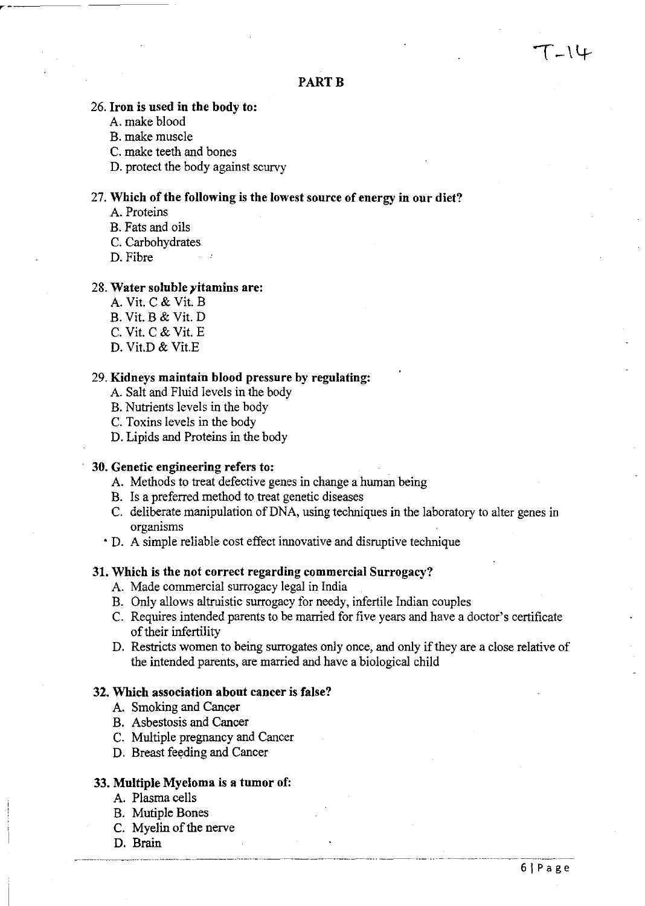## PART B

**26. Iron is used in the body to:**

A. make blood
B. make muscle
C. make teeth and bones
D. protect the body against scurvy

**27. Which of the following is the lowest source of energy in our diet?**

A. Proteins
B. Fats and oils
C. Carbohydrates
D. Fibre

**28. Water soluble vitamins are:**

A. Vit. C & Vit. B
B. Vit. B & Vit. D
C. Vit. C & Vit. E
D. Vit.D & Vit.E

**29. Kidneys maintain blood pressure by regulating:**

A. Salt and Fluid levels in the body
B. Nutrients levels in the body
C. Toxins levels in the body
D. Lipids and Proteins in the body

**30. Genetic engineering refers to:**

A. Methods to treat defective genes in change a human being
B. Is a preferred method to treat genetic diseases
C. deliberate manipulation of DNA, using techniques in the laboratory to alter genes in organisms
D. A simple reliable cost effect innovative and disruptive technique

**31. Which is the not correct regarding commercial Surrogacy?**

A. Made commercial surrogacy legal in India
B. Only allows altruistic surrogacy for needy, infertile Indian couples
C. Requires intended parents to be married for five years and have a doctor's certificate of their infertility
D. Restricts women to being surrogates only once, and only if they are a close relative of the intended parents, are married and have a biological child

**32. Which association about cancer is false?**

A. Smoking and Cancer
B. Asbestosis and Cancer
C. Multiple pregnancy and Cancer
D. Breast feeding and Cancer

**33. Multiple Myeloma is a tumor of:**

A. Plasma cells
B. Mutiple Bones
C. Myelin of the nerve
D. Brain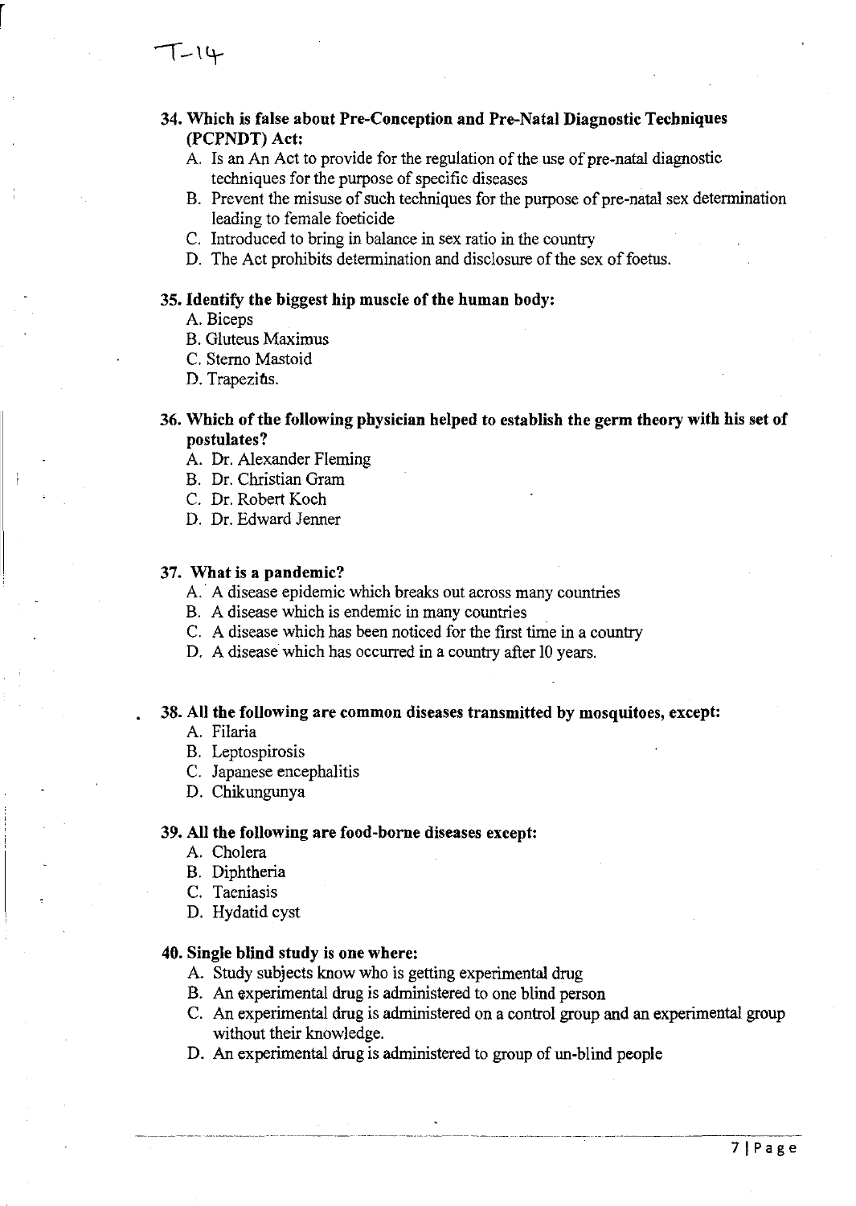T-14

**34. Which is false about Pre-Conception and Pre-Natal Diagnostic Techniques (PCPNDT) Act:**

A. Is an An Act to provide for the regulation of the use of pre-natal diagnostic techniques for the purpose of specific diseases
B. Prevent the misuse of such techniques for the purpose of pre-natal sex determination leading to female foeticide
C. Introduced to bring in balance in sex ratio in the country
D. The Act prohibits determination and disclosure of the sex of foetus.

**35. Identify the biggest hip muscle of the human body:**

A. Biceps
B. Gluteus Maximus
C. Sterno Mastoid
D. Trapezius.

**36. Which of the following physician helped to establish the germ theory with his set of postulates?**

A. Dr. Alexander Fleming
B. Dr. Christian Gram
C. Dr. Robert Koch
D. Dr. Edward Jenner

**37. What is a pandemic?**

A. A disease epidemic which breaks out across many countries
B. A disease which is endemic in many countries
C. A disease which has been noticed for the first time in a country
D. A disease which has occurred in a country after 10 years.

**38. All the following are common diseases transmitted by mosquitoes, except:**

A. Filaria
B. Leptospirosis
C. Japanese encephalitis
D. Chikungunya

**39. All the following are food-borne diseases except:**

A. Cholera
B. Diphtheria
C. Taeniasis
D. Hydatid cyst

**40. Single blind study is one where:**

A. Study subjects know who is getting experimental drug
B. An experimental drug is administered to one blind person
C. An experimental drug is administered on a control group and an experimental group without their knowledge.
D. An experimental drug is administered to group of un-blind people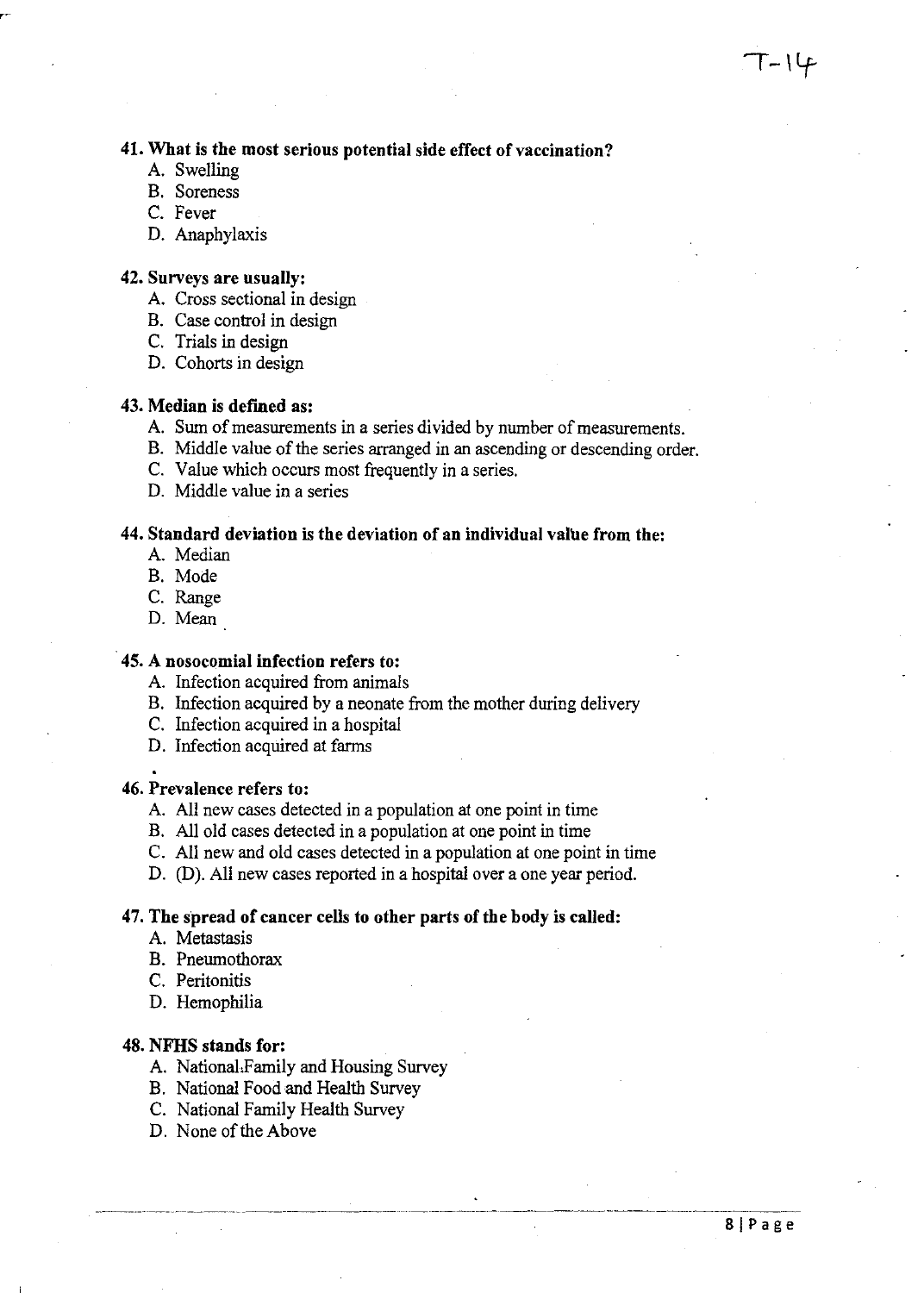**41. What is the most serious potential side effect of vaccination?**

A. Swelling
B. Soreness
C. Fever
D. Anaphylaxis

**42. Surveys are usually:**

A. Cross sectional in design
B. Case control in design
C. Trials in design
D. Cohorts in design

**43. Median is defined as:**

A. Sum of measurements in a series divided by number of measurements.
B. Middle value of the series arranged in an ascending or descending order.
C. Value which occurs most frequently in a series.
D. Middle value in a series

**44. Standard deviation is the deviation of an individual value from the:**

A. Median
B. Mode
C. Range
D. Mean

**45. A nosocomial infection refers to:**

A. Infection acquired from animals
B. Infection acquired by a neonate from the mother during delivery
C. Infection acquired in a hospital
D. Infection acquired at farms

**46. Prevalence refers to:**

A. All new cases detected in a population at one point in time
B. All old cases detected in a population at one point in time
C. All new and old cases detected in a population at one point in time
D. (D). All new cases reported in a hospital over a one year period.

**47. The spread of cancer cells to other parts of the body is called:**

A. Metastasis
B. Pneumothorax
C. Peritonitis
D. Hemophilia

**48. NFHS stands for:**

A. National Family and Housing Survey
B. National Food and Health Survey
C. National Family Health Survey
D. None of the Above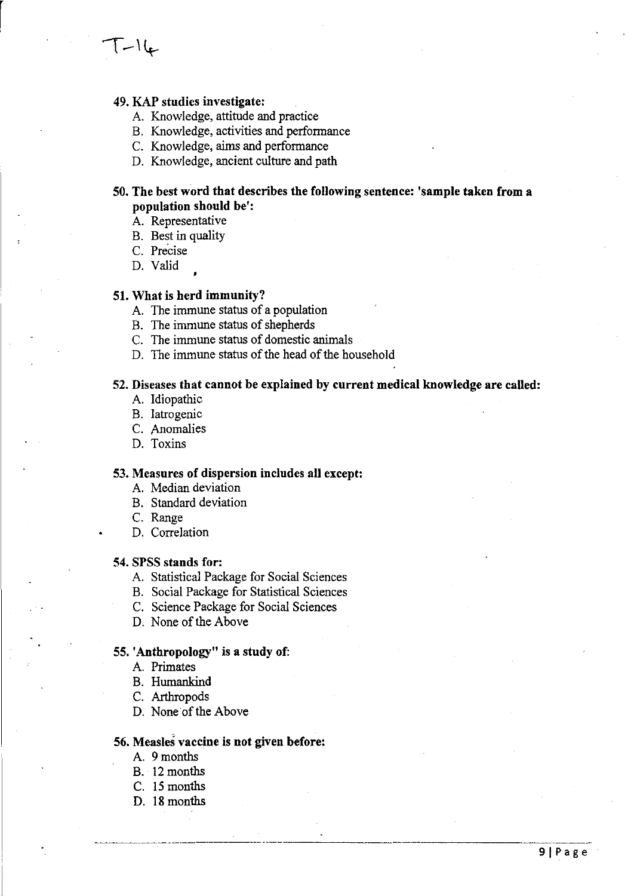T-14

**49. KAP studies investigate:**

A. Knowledge, attitude and practice
B. Knowledge, activities and performance
C. Knowledge, aims and performance
D. Knowledge, ancient culture and path

**50. The best word that describes the following sentence: 'sample taken from a population should be':**

A. Representative
B. Best in quality
C. Precise
D. Valid

**51. What is herd immunity?**

A. The immune status of a population
B. The immune status of shepherds
C. The immune status of domestic animals
D. The immune status of the head of the household

**52. Diseases that cannot be explained by current medical knowledge are called:**

A. Idiopathic
B. Iatrogenic
C. Anomalies
D. Toxins

**53. Measures of dispersion includes all except:**

A. Median deviation
B. Standard deviation
C. Range
D. Correlation

**54. SPSS stands for:**

A. Statistical Package for Social Sciences
B. Social Package for Statistical Sciences
C. Science Package for Social Sciences
D. None of the Above

**55. 'Anthropology" is a study of:**

A. Primates
B. Humankind
C. Arthropods
D. None of the Above

**56. Measles vaccine is not given before:**

A. 9 months
B. 12 months
C. 15 months
D. 18 months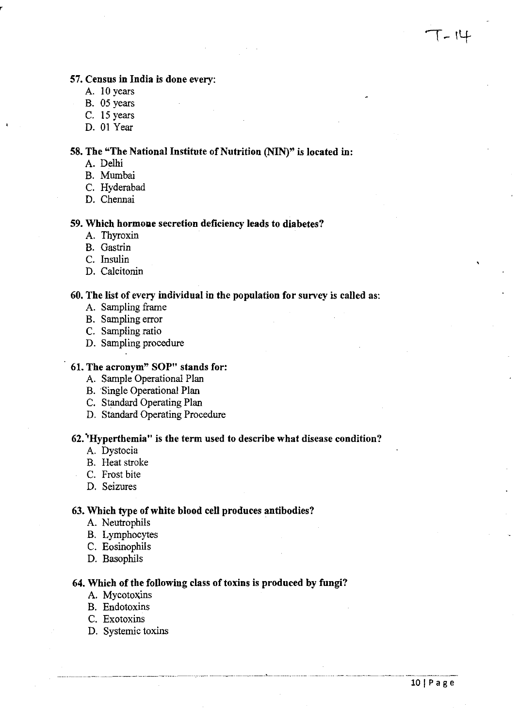**57. Census in India is done every:**

A. 10 years
B. 05 years
C. 15 years
D. 01 Year

**58. The "The National Institute of Nutrition (NIN)" is located in:**

A. Delhi
B. Mumbai
C. Hyderabad
D. Chennai

**59. Which hormone secretion deficiency leads to diabetes?**

A. Thyroxin
B. Gastrin
C. Insulin
D. Calcitonin

**60. The list of every individual in the population for survey is called as:**

A. Sampling frame
B. Sampling error
C. Sampling ratio
D. Sampling procedure

**61. The acronym" SOP" stands for:**

A. Sample Operational Plan
B. Single Operational Plan
C. Standard Operating Plan
D. Standard Operating Procedure

**62. 'Hyperthemia" is the term used to describe what disease condition?**

A. Dystocia
B. Heat stroke
C. Frost bite
D. Seizures

**63. Which type of white blood cell produces antibodies?**

A. Neutrophils
B. Lymphocytes
C. Eosinophils
D. Basophils

**64. Which of the following class of toxins is produced by fungi?**

A. Mycotoxins
B. Endotoxins
C. Exotoxins
D. Systemic toxins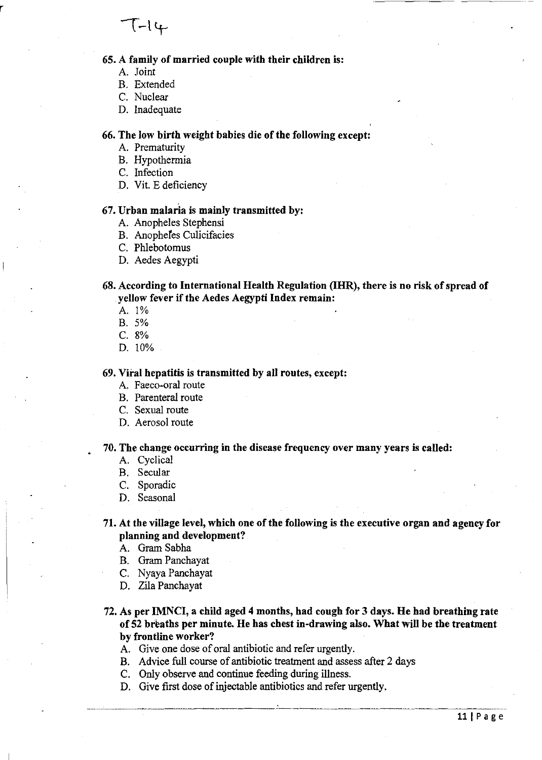T-14

**65. A family of married couple with their children is:**

A. Joint
B. Extended
C. Nuclear
D. Inadequate

**66. The low birth weight babies die of the following except:**

A. Prematurity
B. Hypothermia
C. Infection
D. Vit. E deficiency

**67. Urban malaria is mainly transmitted by:**

A. Anopheles Stephensi
B. Anopheles Culicifacies
C. Phlebotomus
D. Aedes Aegypti

**68. According to International Health Regulation (IHR), there is no risk of spread of yellow fever if the Aedes Aegypti Index remain:**

A. 1%
B. 5%
C. 8%
D. 10%

**69. Viral hepatitis is transmitted by all routes, except:**

A. Faeco-oral route
B. Parenteral route
C. Sexual route
D. Aerosol route

**70. The change occurring in the disease frequency over many years is called:**

A. Cyclical
B. Secular
C. Sporadic
D. Seasonal

**71. At the village level, which one of the following is the executive organ and agency for planning and development?**

A. Gram Sabha
B. Gram Panchayat
C. Nyaya Panchayat
D. Zila Panchayat

**72. As per IMNCI, a child aged 4 months, had cough for 3 days. He had breathing rate of 52 breaths per minute. He has chest in-drawing also. What will be the treatment by frontline worker?**

A. Give one dose of oral antibiotic and refer urgently.
B. Advice full course of antibiotic treatment and assess after 2 days
C. Only observe and continue feeding during illness.
D. Give first dose of injectable antibiotics and refer urgently.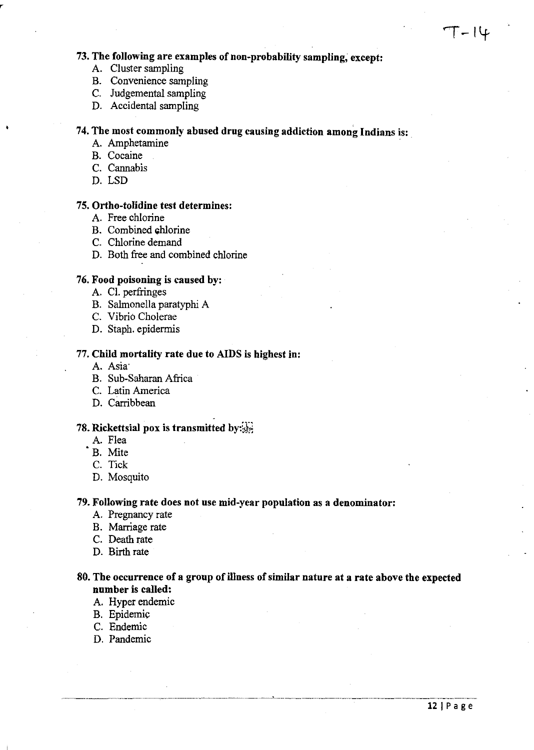**73. The following are examples of non-probability sampling, except:**

A. Cluster sampling
B. Convenience sampling
C. Judgemental sampling
D. Accidental sampling

**74. The most commonly abused drug causing addiction among Indians is:**

A. Amphetamine
B. Cocaine
C. Cannabis
D. LSD

**75. Ortho-tolidine test determines:**

A. Free chlorine
B. Combined chlorine
C. Chlorine demand
D. Both free and combined chlorine

**76. Food poisoning is caused by:**

A. Cl. perfringes
B. Salmonella paratyphi A
C. Vibrio Cholerae
D. Staph. epidermis

**77. Child mortality rate due to AIDS is highest in:**

A. Asia
B. Sub-Saharan Africa
C. Latin America
D. Carribbean

**78. Rickettsial pox is transmitted by:**

A. Flea
B. Mite
C. Tick
D. Mosquito

**79. Following rate does not use mid-year population as a denominator:**

A. Pregnancy rate
B. Marriage rate
C. Death rate
D. Birth rate

**80. The occurrence of a group of illness of similar nature at a rate above the expected number is called:**

A. Hyper endemic
B. Epidemic
C. Endemic
D. Pandemic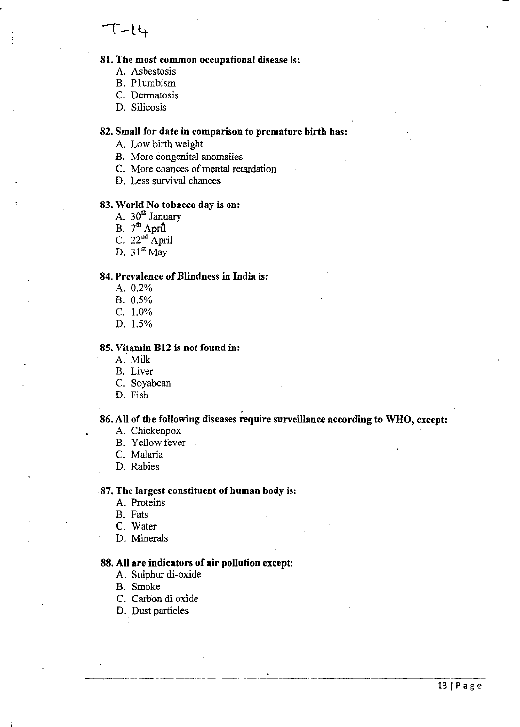T-14

**81. The most common occupational disease is:**

A. Asbestosis
B. Plumbism
C. Dermatosis
D. Silicosis

**82. Small for date in comparison to premature birth has:**

A. Low birth weight
B. More congenital anomalies
C. More chances of mental retardation
D. Less survival chances

**83. World No tobacco day is on:**

A. 30th January
B. 7th April
C. 22nd April
D. 31st May

**84. Prevalence of Blindness in India is:**

A. 0.2%
B. 0.5%
C. 1.0%
D. 1.5%

**85. Vitamin B12 is not found in:**

A. Milk
B. Liver
C. Soyabean
D. Fish

**86. All of the following diseases require surveillance according to WHO, except:**

A. Chickenpox
B. Yellow fever
C. Malaria
D. Rabies

**87. The largest constituent of human body is:**

A. Proteins
B. Fats
C. Water
D. Minerals

**88. All are indicators of air pollution except:**

A. Sulphur di-oxide
B. Smoke
C. Carbon di oxide
D. Dust particles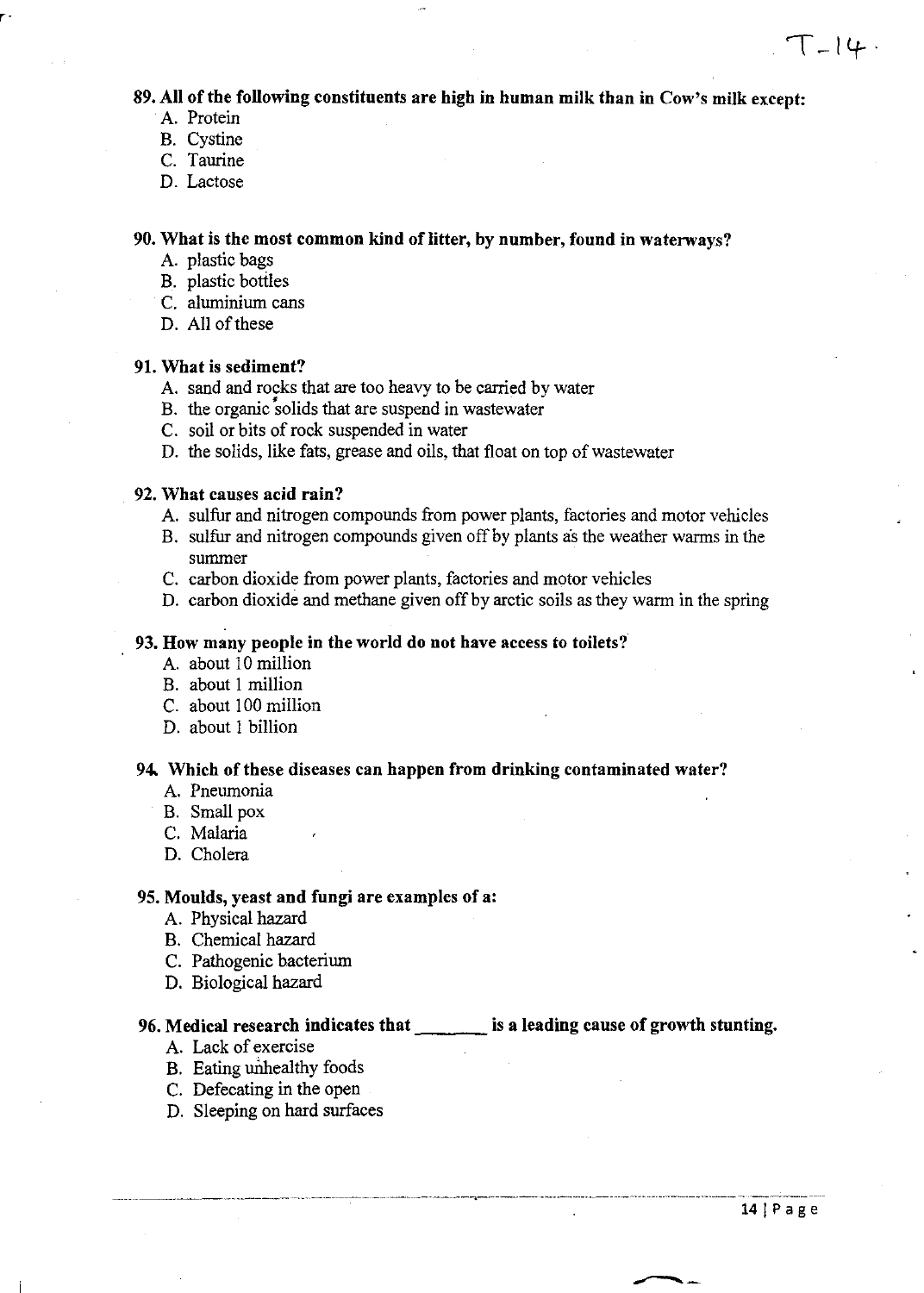**89. All of the following constituents are high in human milk than in Cow's milk except:**

A. Protein
B. Cystine
C. Taurine
D. Lactose

**90. What is the most common kind of litter, by number, found in waterways?**

A. plastic bags
B. plastic bottles
C. aluminium cans
D. All of these

**91. What is sediment?**

A. sand and rocks that are too heavy to be carried by water
B. the organic solids that are suspend in wastewater
C. soil or bits of rock suspended in water
D. the solids, like fats, grease and oils, that float on top of wastewater

**92. What causes acid rain?**

A. sulfur and nitrogen compounds from power plants, factories and motor vehicles
B. sulfur and nitrogen compounds given off by plants as the weather warms in the summer
C. carbon dioxide from power plants, factories and motor vehicles
D. carbon dioxide and methane given off by arctic soils as they warm in the spring

**93. How many people in the world do not have access to toilets?**

A. about 10 million
B. about 1 million
C. about 100 million
D. about 1 billion

**94. Which of these diseases can happen from drinking contaminated water?**

A. Pneumonia
B. Small pox
C. Malaria
D. Cholera

**95. Moulds, yeast and fungi are examples of a:**

A. Physical hazard
B. Chemical hazard
C. Pathogenic bacterium
D. Biological hazard

**96. Medical research indicates that _______ is a leading cause of growth stunting.**

A. Lack of exercise
B. Eating unhealthy foods
C. Defecating in the open
D. Sleeping on hard surfaces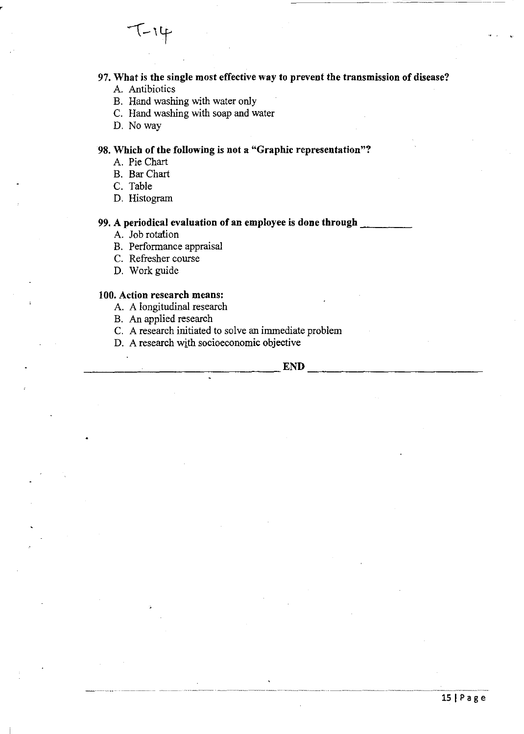T-14

**97. What is the single most effective way to prevent the transmission of disease?**

A. Antibiotics
B. Hand washing with water only
C. Hand washing with soap and water
D. No way

**98. Which of the following is not a "Graphic representation"?**

A. Pie Chart
B. Bar Chart
C. Table
D. Histogram

**99. A periodical evaluation of an employee is done through \_\_\_\_\_\_\_\_\_**

A. Job rotation
B. Performance appraisal
C. Refresher course
D. Work guide

**100. Action research means:**

A. A longitudinal research
B. An applied research
C. A research initiated to solve an immediate problem
D. A research with socioeconomic objective

**END**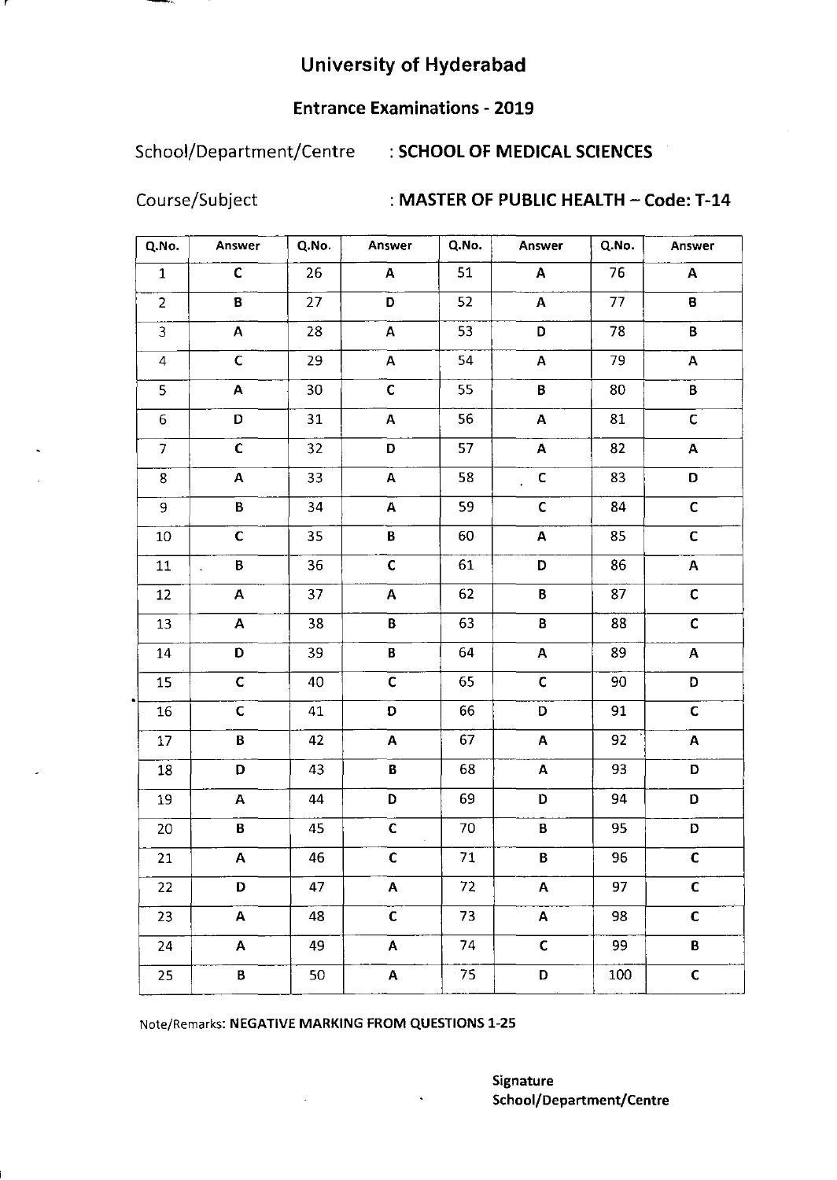# University of Hyderabad

## Entrance Examinations - 2019

School/Department/Centre : **SCHOOL OF MEDICAL SCIENCES**

Course/Subject : **MASTER OF PUBLIC HEALTH – Code: T-14**

| Q.No. | Answer | Q.No. | Answer | Q.No. | Answer | Q.No. | Answer |
|---|---|---|---|---|---|---|---|
| 1 | C | 26 | A | 51 | A | 76 | A |
| 2 | B | 27 | D | 52 | A | 77 | B |
| 3 | A | 28 | A | 53 | D | 78 | B |
| 4 | C | 29 | A | 54 | A | 79 | A |
| 5 | A | 30 | C | 55 | B | 80 | B |
| 6 | D | 31 | A | 56 | A | 81 | C |
| 7 | C | 32 | D | 57 | A | 82 | A |
| 8 | A | 33 | A | 58 | C | 83 | D |
| 9 | B | 34 | A | 59 | C | 84 | C |
| 10 | C | 35 | B | 60 | A | 85 | C |
| 11 | B | 36 | C | 61 | D | 86 | A |
| 12 | A | 37 | A | 62 | B | 87 | C |
| 13 | A | 38 | B | 63 | B | 88 | C |
| 14 | D | 39 | B | 64 | A | 89 | A |
| 15 | C | 40 | C | 65 | C | 90 | D |
| 16 | C | 41 | D | 66 | D | 91 | C |
| 17 | B | 42 | A | 67 | A | 92 | A |
| 18 | D | 43 | B | 68 | A | 93 | D |
| 19 | A | 44 | D | 69 | D | 94 | D |
| 20 | B | 45 | C | 70 | B | 95 | D |
| 21 | A | 46 | C | 71 | B | 96 | C |
| 22 | D | 47 | A | 72 | A | 97 | C |
| 23 | A | 48 | C | 73 | A | 98 | C |
| 24 | A | 49 | A | 74 | C | 99 | B |
| 25 | B | 50 | A | 75 | D | 100 | C |

Note/Remarks: **NEGATIVE MARKING FROM QUESTIONS 1-25**

**Signature**
**School/Department/Centre**